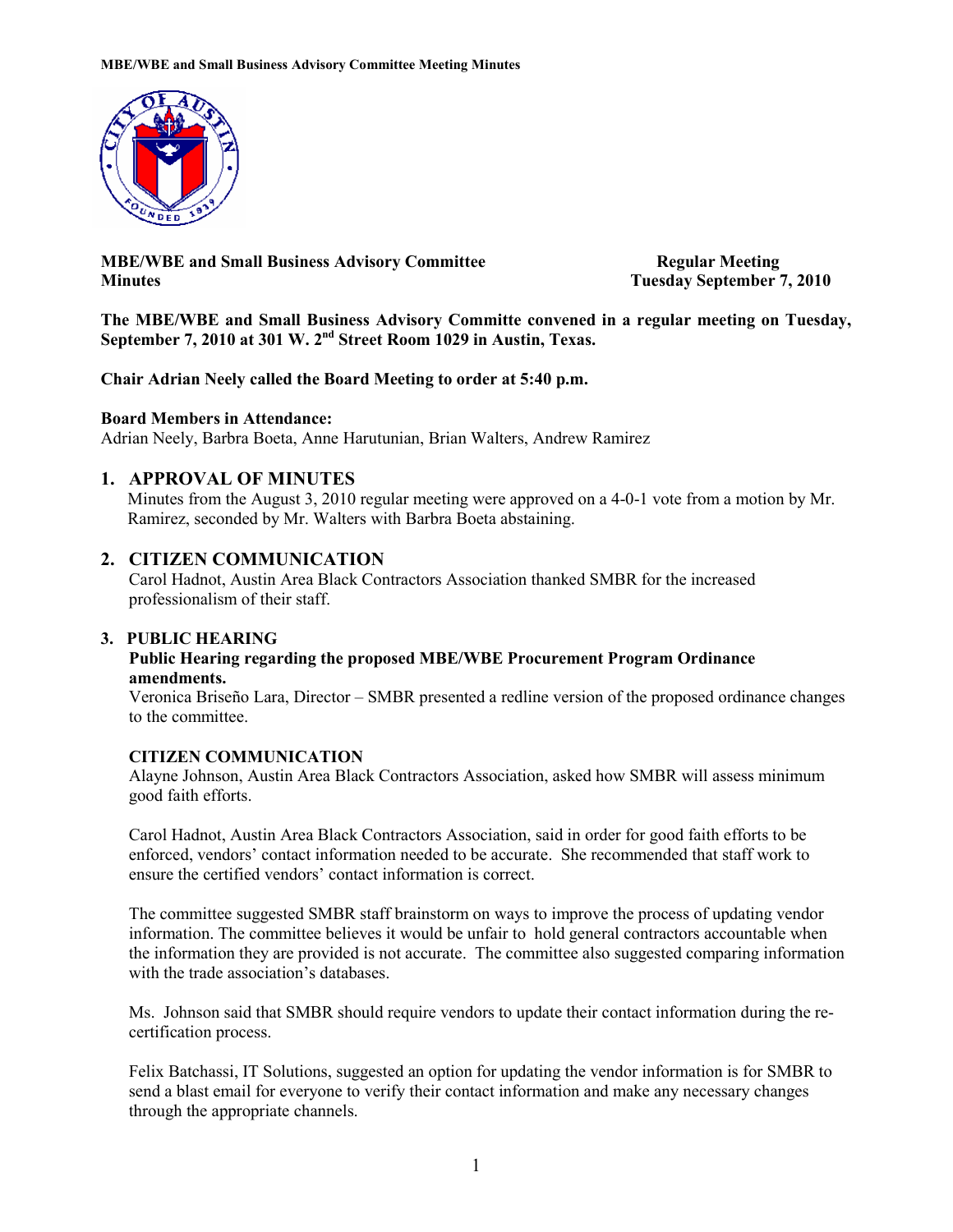**MBE/WBE and Small Business Advisory Committee Minutes** | **Regular Meeting Tuesday September 7, 2010**

**The MBE/WBE and Small Business Advisory Committe convened in a regular meeting on Tuesday, September 7, 2010 at 301 W. 2nd Street Room 1029 in Austin, Texas.**

**Chair Adrian Neely called the Board Meeting to order at 5:40 p.m.**

**Board Members in Attendance:**
Adrian Neely, Barbra Boeta, Anne Harutunian, Brian Walters, Andrew Ramirez

## 1. APPROVAL OF MINUTES

Minutes from the August 3, 2010 regular meeting were approved on a 4-0-1 vote from a motion by Mr. Ramirez, seconded by Mr. Walters with Barbra Boeta abstaining.

## 2. CITIZEN COMMUNICATION

Carol Hadnot, Austin Area Black Contractors Association thanked SMBR for the increased professionalism of their staff.

## 3. PUBLIC HEARING

**Public Hearing regarding the proposed MBE/WBE Procurement Program Ordinance amendments.**

Veronica Briseño Lara, Director – SMBR presented a redline version of the proposed ordinance changes to the committee.

**CITIZEN COMMUNICATION**

Alayne Johnson, Austin Area Black Contractors Association, asked how SMBR will assess minimum good faith efforts.

Carol Hadnot, Austin Area Black Contractors Association, said in order for good faith efforts to be enforced, vendors' contact information needed to be accurate. She recommended that staff work to ensure the certified vendors' contact information is correct.

The committee suggested SMBR staff brainstorm on ways to improve the process of updating vendor information. The committee believes it would be unfair to hold general contractors accountable when the information they are provided is not accurate. The committee also suggested comparing information with the trade association's databases.

Ms. Johnson said that SMBR should require vendors to update their contact information during the re-certification process.

Felix Batchassi, IT Solutions, suggested an option for updating the vendor information is for SMBR to send a blast email for everyone to verify their contact information and make any necessary changes through the appropriate channels.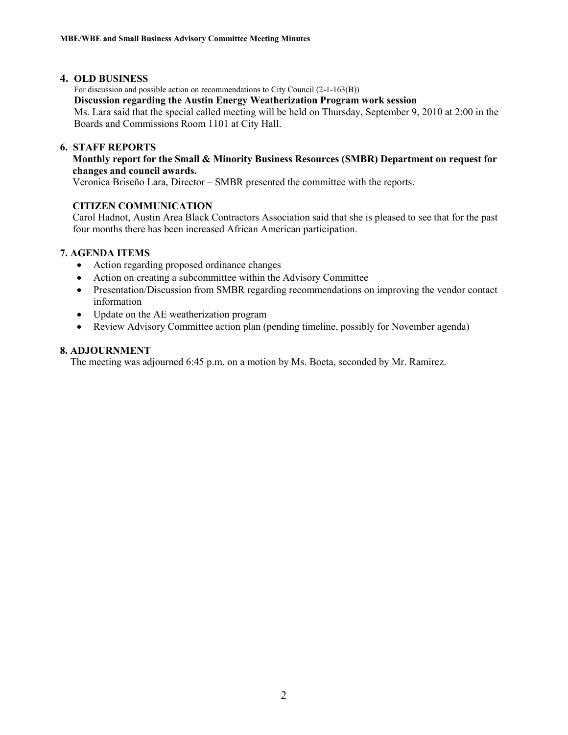## 4. OLD BUSINESS

For discussion and possible action on recommendations to City Council (2-1-163(B))

**Discussion regarding the Austin Energy Weatherization Program work session**

Ms. Lara said that the special called meeting will be held on Thursday, September 9, 2010 at 2:00 in the Boards and Commissions Room 1101 at City Hall.

## 6. STAFF REPORTS

**Monthly report for the Small & Minority Business Resources (SMBR) Department on request for changes and council awards.**

Veronica Briseño Lara, Director – SMBR presented the committee with the reports.

### CITIZEN COMMUNICATION

Carol Hadnot, Austin Area Black Contractors Association said that she is pleased to see that for the past four months there has been increased African American participation.

## 7. AGENDA ITEMS

- Action regarding proposed ordinance changes
- Action on creating a subcommittee within the Advisory Committee
- Presentation/Discussion from SMBR regarding recommendations on improving the vendor contact information
- Update on the AE weatherization program
- Review Advisory Committee action plan (pending timeline, possibly for November agenda)

## 8. ADJOURNMENT

The meeting was adjourned 6:45 p.m. on a motion by Ms. Boeta, seconded by Mr. Ramirez.